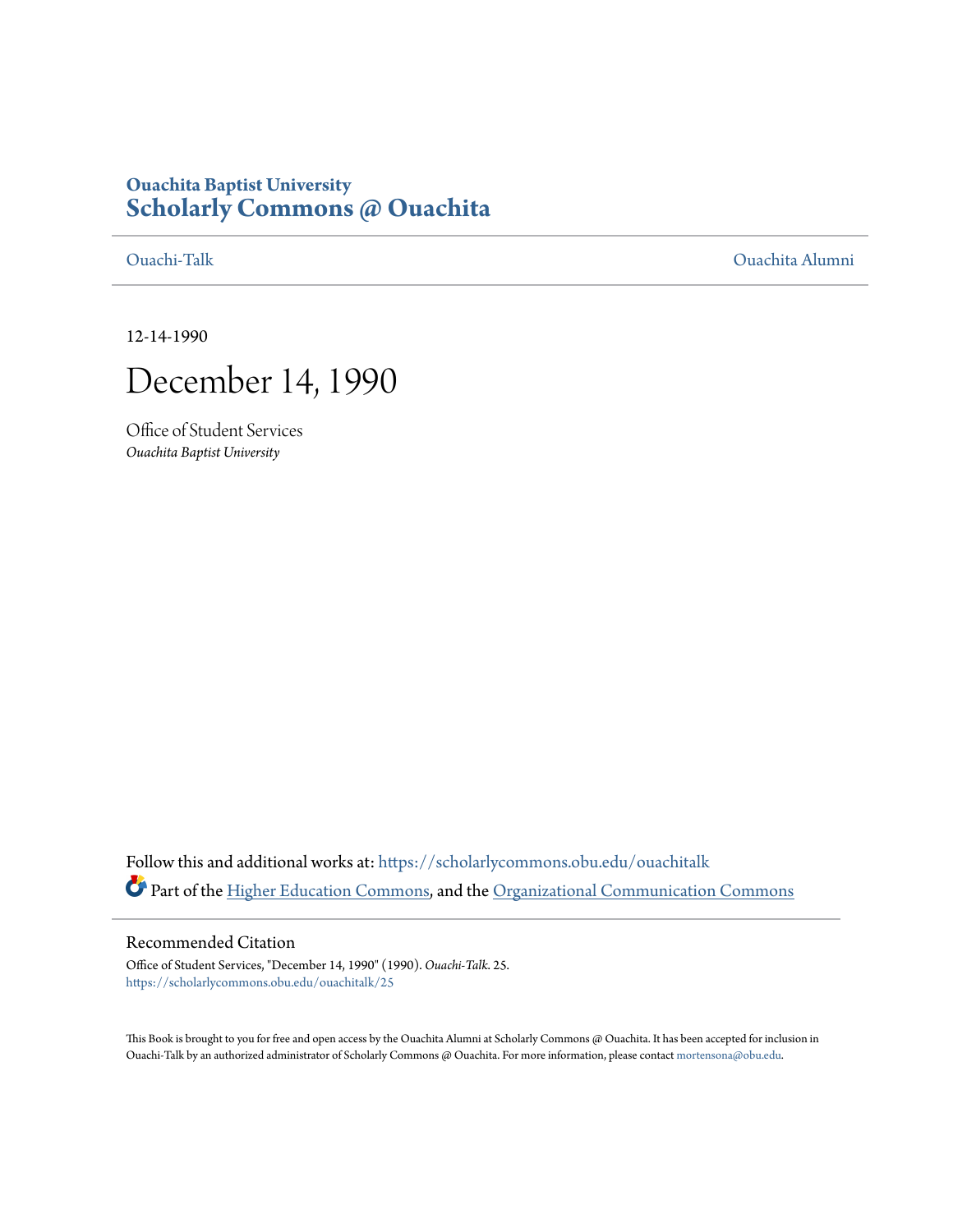# Ouachita Baptist University
# Scholarly Commons @ Ouachita

Ouachi-Talk | Ouachita Alumni

12-14-1990

# December 14, 1990

Office of Student Services
*Ouachita Baptist University*

Follow this and additional works at: https://scholarlycommons.obu.edu/ouachitalk

Part of the Higher Education Commons, and the Organizational Communication Commons

## Recommended Citation

Office of Student Services, "December 14, 1990" (1990). *Ouachi-Talk*. 25.
https://scholarlycommons.obu.edu/ouachitalk/25

This Book is brought to you for free and open access by the Ouachita Alumni at Scholarly Commons @ Ouachita. It has been accepted for inclusion in Ouachi-Talk by an authorized administrator of Scholarly Commons @ Ouachita. For more information, please contact mortensona@obu.edu.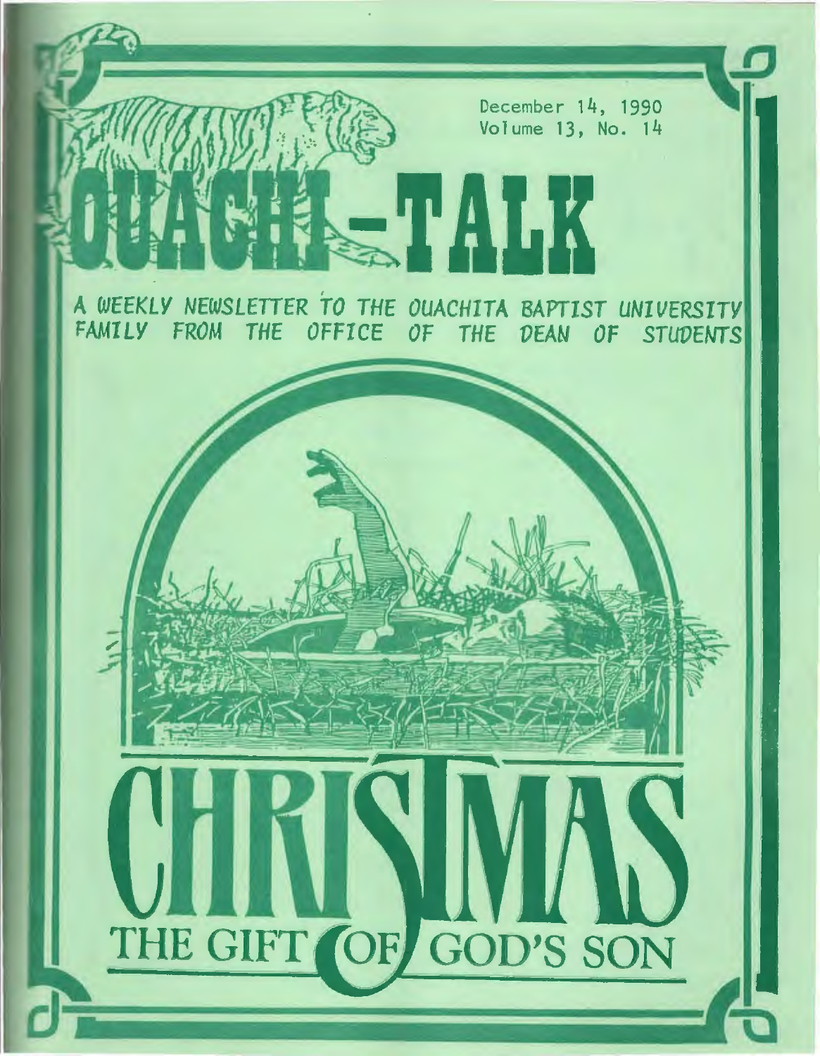December 14, 1990
Volume 13, No. 14

# OUACHI-TALK

*A WEEKLY NEWSLETTER TO THE OUACHITA BAPTIST UNIVERSITY FAMILY FROM THE OFFICE OF THE DEAN OF STUDENTS*

# CHRISTMAS

## THE GIFT OF GOD'S SON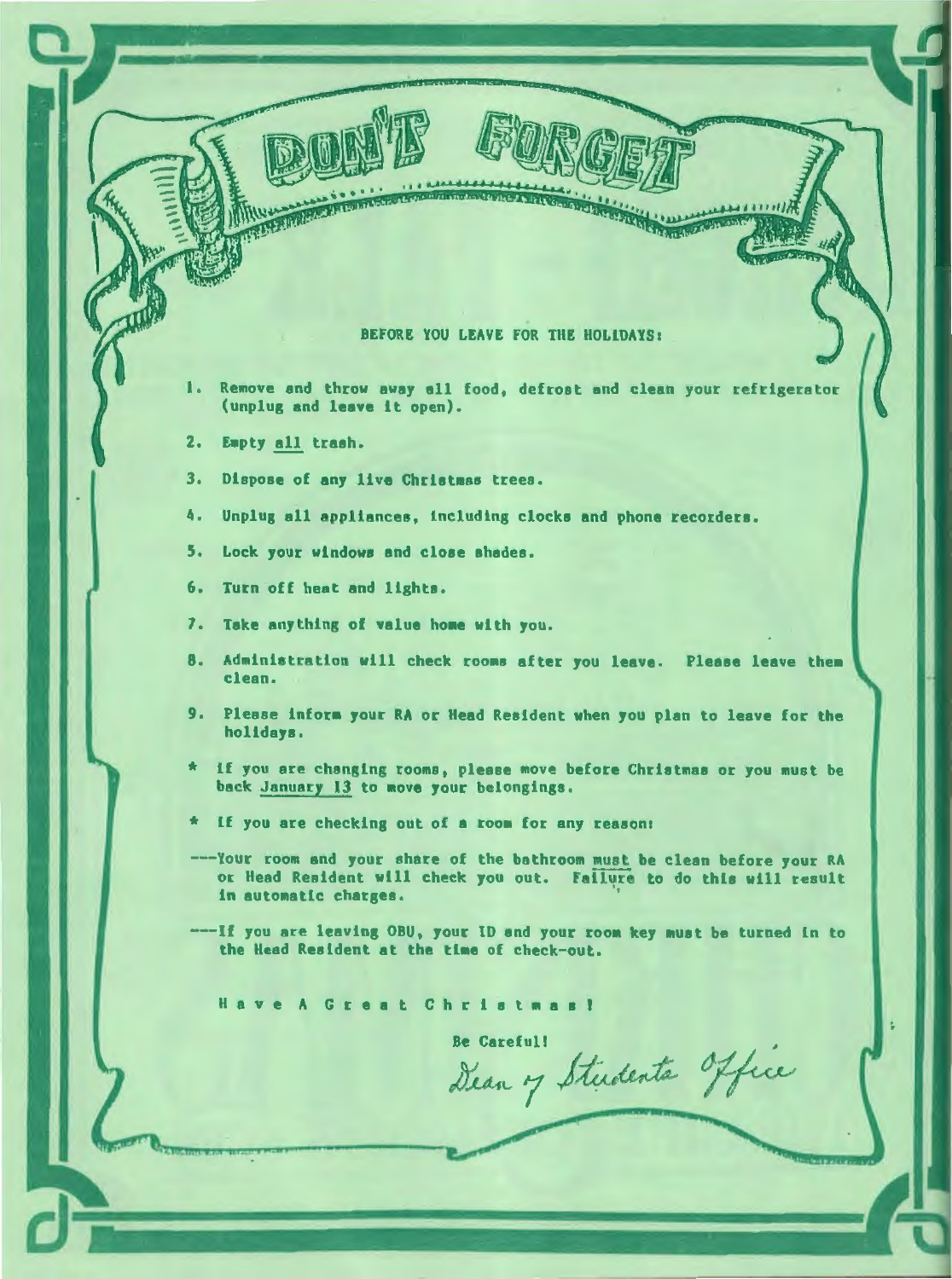# DON'T FORGET

BEFORE YOU LEAVE FOR THE HOLIDAYS:

1. Remove and throw away all food, defrost and clean your refrigerator (unplug and leave it open).
2. Empty <u>all</u> trash.
3. Dispose of any live Christmas trees.
4. Unplug all appliances, including clocks and phone recorders.
5. Lock your windows and close shades.
6. Turn off heat and lights.
7. Take anything of value home with you.
8. Administration will check rooms after you leave. Please leave them clean.
9. Please inform your RA or Head Resident when you plan to leave for the holidays.

\* If you are changing rooms, please move before Christmas or you must be back <u>January 13</u> to move your belongings.

\* If you are checking out of a room for any reason:

---Your room and your share of the bathroom <u>must</u> be clean before your RA or Head Resident will check you out. Failure to do this will result in automatic charges.

---If you are leaving OBU, your ID and your room key must be turned in to the Head Resident at the time of check-out.

H a v e A G r e a t C h r i s t m a s !

Be Careful!

*Dean of Students Office*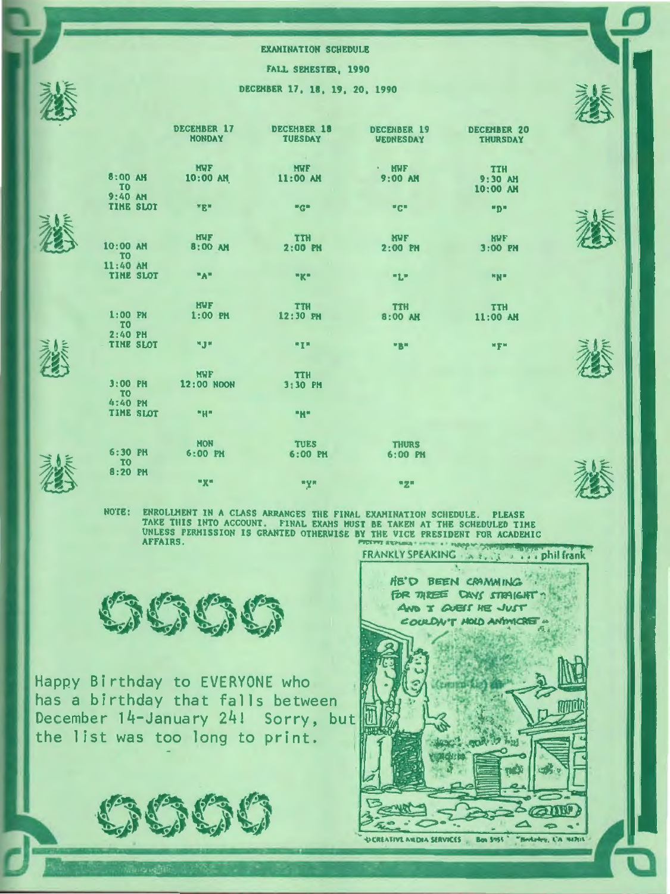# EXAMINATION SCHEDULE

## FALL SEMESTER, 1990

### DECEMBER 17, 18, 19, 20, 1990

| | DECEMBER 17 MONDAY | DECEMBER 18 TUESDAY | DECEMBER 19 WEDNESDAY | DECEMBER 20 THURSDAY |
|---|---|---|---|---|
| 8:00 AM TO 9:40 AM TIME SLOT | MWF 10:00 AM "E" | MWF 11:00 AM "G" | MWF 9:00 AM "C" | TTH 9:30 AM 10:00 AM "D" |
| 10:00 AM TO 11:40 AM TIME SLOT | MWF 8:00 AM "A" | TTH 2:00 PM "K" | MWF 2:00 PM "L" | MWF 3:00 PM "N" |
| 1:00 PM TO 2:40 PM TIME SLOT | MWF 1:00 PM "J" | TTH 12:30 PM "I" | TTH 8:00 AM "B" | TTH 11:00 AM "F" |
| 3:00 PM TO 4:40 PM TIME SLOT | MWF 12:00 NOON "H" | TTH 3:30 PM "M" | | |
| 6:30 PM TO 8:20 PM | MON 6:00 PM "X" | TUES 6:00 PM "Y" | THURS 6:00 PM "Z" | |

NOTE: ENROLLMENT IN A CLASS ARRANGES THE FINAL EXAMINATION SCHEDULE. PLEASE TAKE THIS INTO ACCOUNT. FINAL EXAMS MUST BE TAKEN AT THE SCHEDULED TIME UNLESS PERMISSION IS GRANTED OTHERWISE BY THE VICE PRESIDENT FOR ACADEMIC AFFAIRS.

Happy Birthday to EVERYONE who has a birthday that falls between December 14-January 24! Sorry, but the list was too long to print.

FRANKLY SPEAKING ... phil frank

HE'D BEEN CRAMMING FOR THREE DAYS STRAIGHT AND I GUESS HE JUST COULDN'T HOLD ANYMORE

©CREATIVE MEDIA SERVICES Box 5955 Berkeley, CA 94705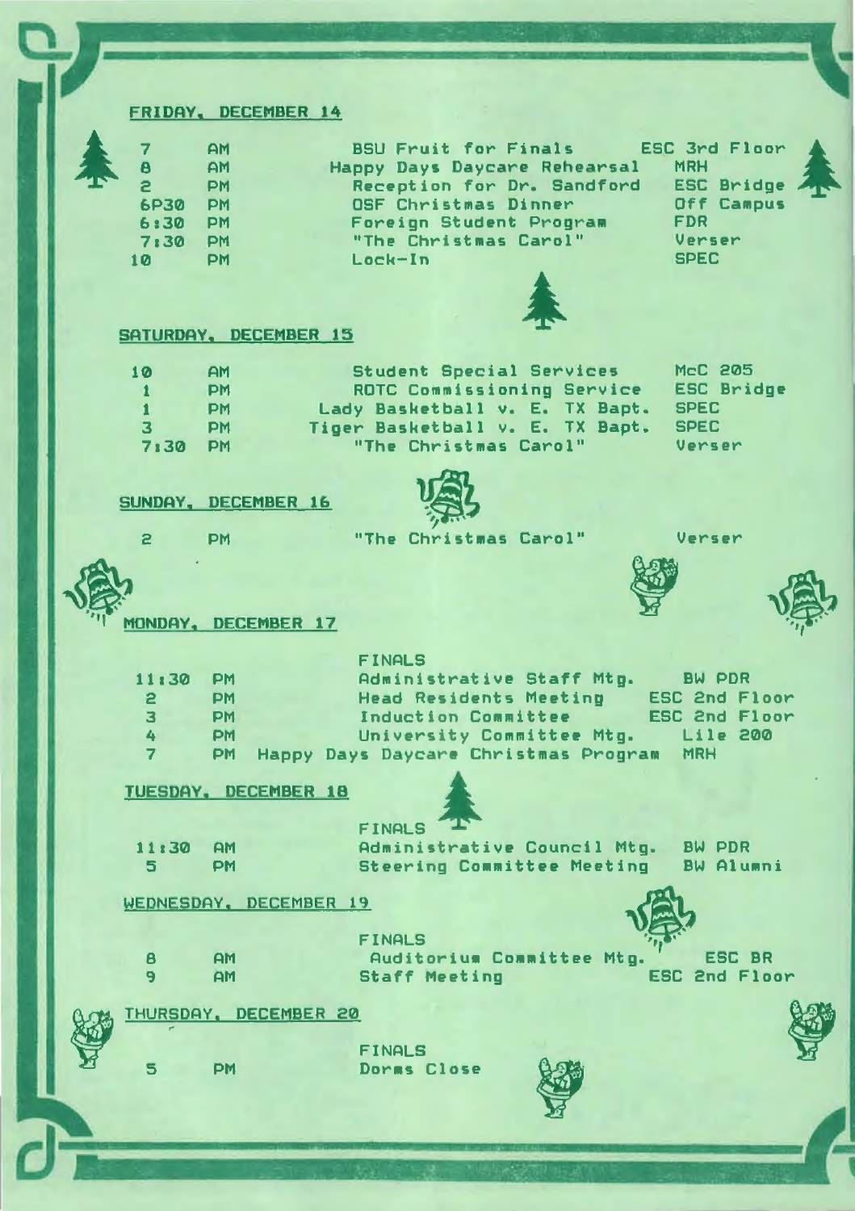## FRIDAY, DECEMBER 14

| Time | | Event | Location |
|---|---|---|---|
| 7 | AM | BSU Fruit for Finals | ESC 3rd Floor |
| 8 | AM | Happy Days Daycare Rehearsal | MRH |
| 2 | PM | Reception for Dr. Sandford | ESC Bridge |
| 6P30 | PM | OSF Christmas Dinner | Off Campus |
| 6:30 | PM | Foreign Student Program | FDR |
| 7:30 | PM | "The Christmas Carol" | Verser |
| 10 | PM | Lock-In | SPEC |

## SATURDAY, DECEMBER 15

| Time | | Event | Location |
|---|---|---|---|
| 10 | AM | Student Special Services | McC 205 |
| 1 | PM | ROTC Commissioning Service | ESC Bridge |
| 1 | PM | Lady Basketball v. E. TX Bapt. | SPEC |
| 3 | PM | Tiger Basketball v. E. TX Bapt. | SPEC |
| 7:30 | PM | "The Christmas Carol" | Verser |

## SUNDAY, DECEMBER 16

| Time | | Event | Location |
|---|---|---|---|
| 2 | PM | "The Christmas Carol" | Verser |

## MONDAY, DECEMBER 17

FINALS

| Time | | Event | Location |
|---|---|---|---|
| 11:30 | PM | Administrative Staff Mtg. | BW PDR |
| 2 | PM | Head Residents Meeting | ESC 2nd Floor |
| 3 | PM | Induction Committee | ESC 2nd Floor |
| 4 | PM | University Committee Mtg. | Lile 200 |
| 7 | PM | Happy Days Daycare Christmas Program | MRH |

## TUESDAY, DECEMBER 18

FINALS

| Time | | Event | Location |
|---|---|---|---|
| 11:30 | AM | Administrative Council Mtg. | BW PDR |
| 5 | PM | Steering Committee Meeting | BW Alumni |

## WEDNESDAY, DECEMBER 19

FINALS

| Time | | Event | Location |
|---|---|---|---|
| 8 | AM | Auditorium Committee Mtg. | ESC BR |
| 9 | AM | Staff Meeting | ESC 2nd Floor |

## THURSDAY, DECEMBER 20

FINALS

| Time | | Event |
|---|---|---|
| 5 | PM | Dorms Close |